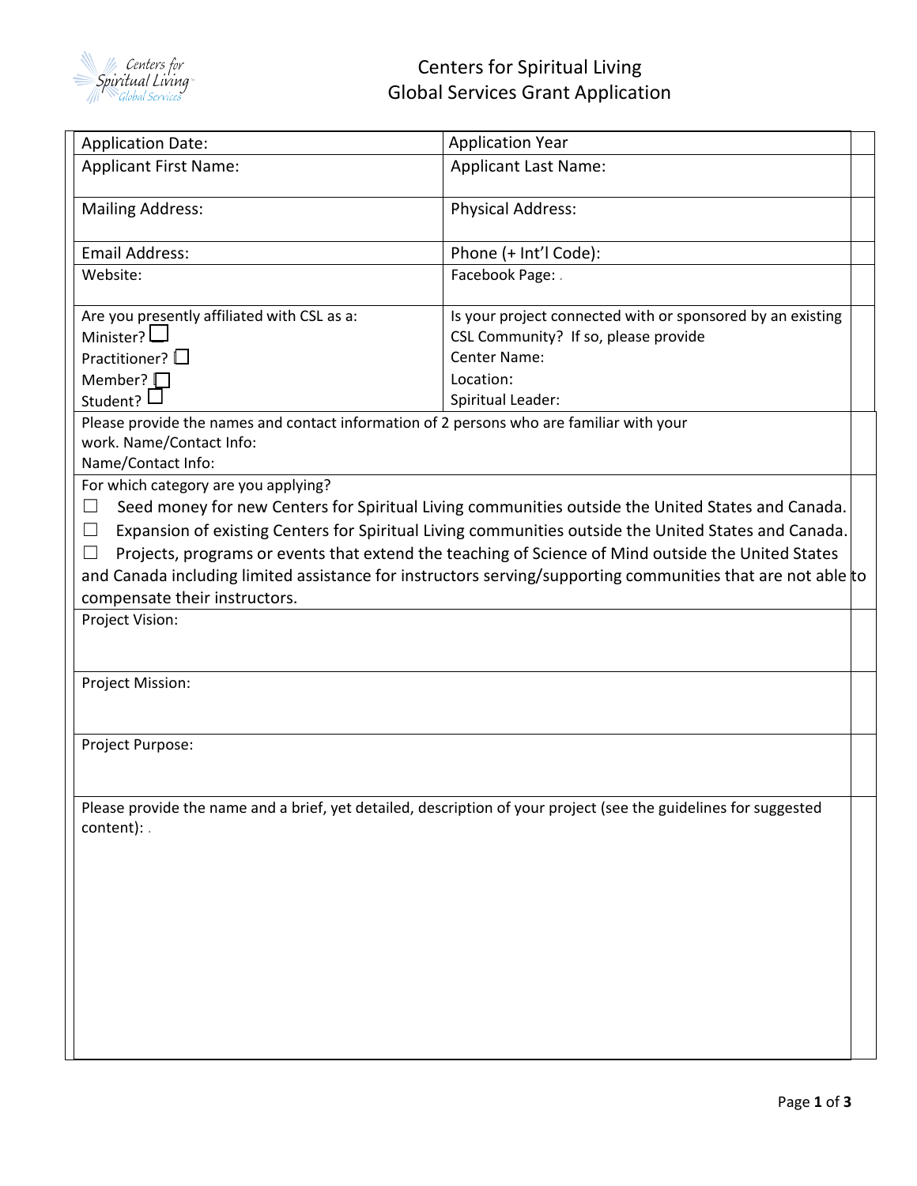# Centers for Spiritual Living
## Global Services Grant Application

| Application Date: | Application Year |
|---|---|
| Applicant First Name: | Applicant Last Name: |
| Mailing Address: | Physical Address: |
| Email Address: | Phone (+ Int'l Code): |
| Website: | Facebook Page: . |
| Are you presently affiliated with CSL as a:<br>Minister? ☐<br>Practitioner? ☐<br>Member? ☐<br>Student? ☐ | Is your project connected with or sponsored by an existing CSL Community? If so, please provide<br>Center Name:<br>Location:<br>Spiritual Leader: |

Please provide the names and contact information of 2 persons who are familiar with your work. Name/Contact Info:
Name/Contact Info:

For which category are you applying?

☐ Seed money for new Centers for Spiritual Living communities outside the United States and Canada.

☐ Expansion of existing Centers for Spiritual Living communities outside the United States and Canada.

☐ Projects, programs or events that extend the teaching of Science of Mind outside the United States and Canada including limited assistance for instructors serving/supporting communities that are not able to compensate their instructors.

Project Vision:

Project Mission:

Project Purpose:

Please provide the name and a brief, yet detailed, description of your project (see the guidelines for suggested content): .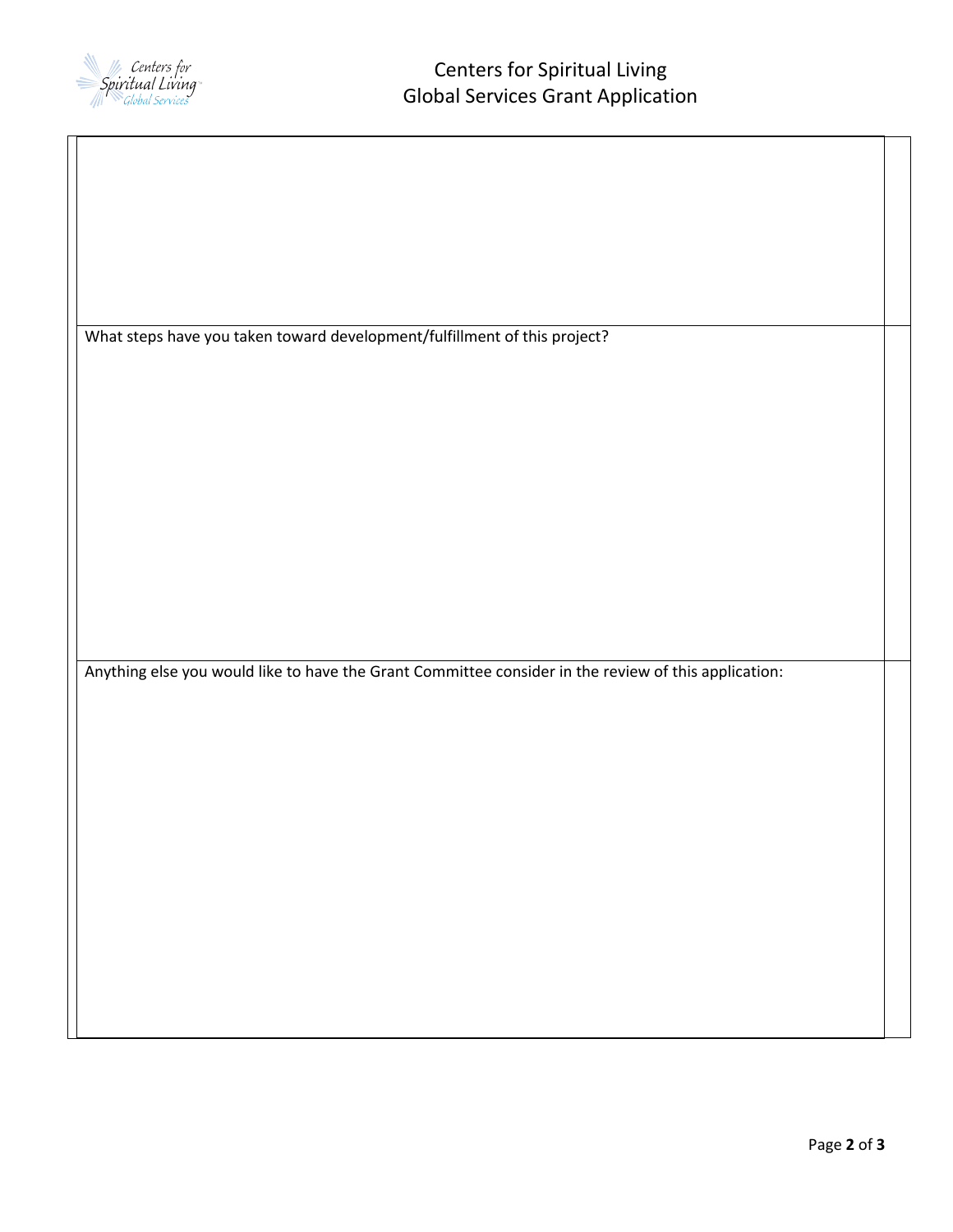What steps have you taken toward development/fulfillment of this project?

Anything else you would like to have the Grant Committee consider in the review of this application: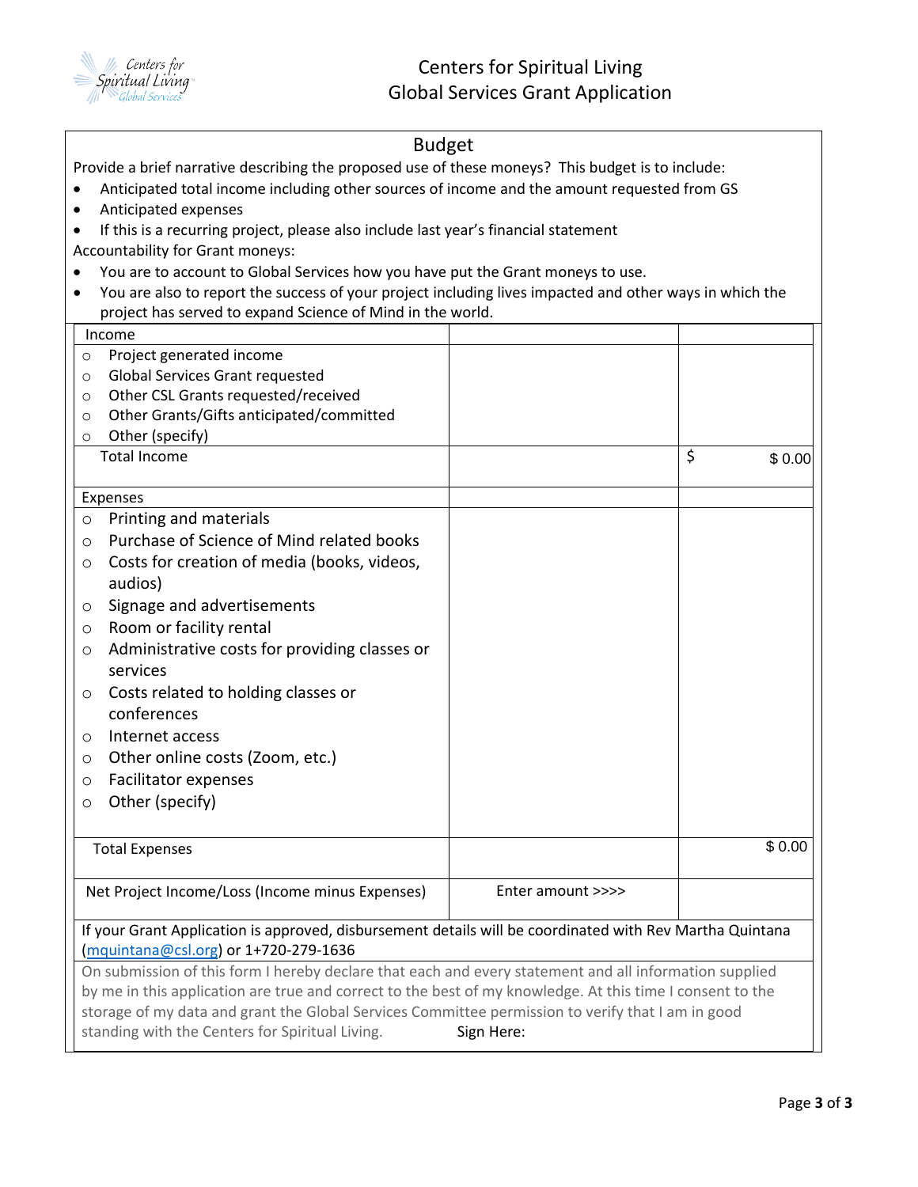# Centers for Spiritual Living
## Global Services Grant Application

## Budget

Provide a brief narrative describing the proposed use of these moneys? This budget is to include:

- Anticipated total income including other sources of income and the amount requested from GS
- Anticipated expenses
- If this is a recurring project, please also include last year's financial statement

Accountability for Grant moneys:

- You are to account to Global Services how you have put the Grant moneys to use.
- You are also to report the success of your project including lives impacted and other ways in which the project has served to expand Science of Mind in the world.

| | | |
|---|---|---|
| Income | | |
| ○ Project generated income<br>○ Global Services Grant requested<br>○ Other CSL Grants requested/received<br>○ Other Grants/Gifts anticipated/committed<br>○ Other (specify) | | |
| Total Income | | $ $ 0.00 |
| Expenses | | |
| ○ Printing and materials<br>○ Purchase of Science of Mind related books<br>○ Costs for creation of media (books, videos, audios)<br>○ Signage and advertisements<br>○ Room or facility rental<br>○ Administrative costs for providing classes or services<br>○ Costs related to holding classes or conferences<br>○ Internet access<br>○ Other online costs (Zoom, etc.)<br>○ Facilitator expenses<br>○ Other (specify) | | |
| Total Expenses | | $ 0.00 |
| Net Project Income/Loss (Income minus Expenses) | Enter amount >>>> | |

If your Grant Application is approved, disbursement details will be coordinated with Rev Martha Quintana (mquintana@csl.org) or 1+720-279-1636

On submission of this form I hereby declare that each and every statement and all information supplied by me in this application are true and correct to the best of my knowledge. At this time I consent to the storage of my data and grant the Global Services Committee permission to verify that I am in good standing with the Centers for Spiritual Living. Sign Here: